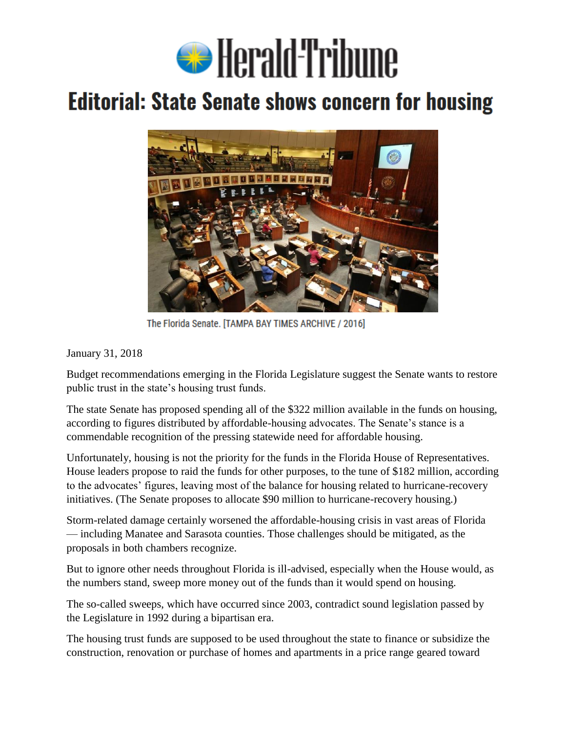# Herald-Tribune

## Editorial: State Senate shows concern for housing

The Florida Senate. [TAMPA BAY TIMES ARCHIVE / 2016]

January 31, 2018

Budget recommendations emerging in the Florida Legislature suggest the Senate wants to restore public trust in the state's housing trust funds.

The state Senate has proposed spending all of the $322 million available in the funds on housing, according to figures distributed by affordable-housing advocates. The Senate's stance is a commendable recognition of the pressing statewide need for affordable housing.

Unfortunately, housing is not the priority for the funds in the Florida House of Representatives. House leaders propose to raid the funds for other purposes, to the tune of $182 million, according to the advocates' figures, leaving most of the balance for housing related to hurricane-recovery initiatives. (The Senate proposes to allocate $90 million to hurricane-recovery housing.)

Storm-related damage certainly worsened the affordable-housing crisis in vast areas of Florida — including Manatee and Sarasota counties. Those challenges should be mitigated, as the proposals in both chambers recognize.

But to ignore other needs throughout Florida is ill-advised, especially when the House would, as the numbers stand, sweep more money out of the funds than it would spend on housing.

The so-called sweeps, which have occurred since 2003, contradict sound legislation passed by the Legislature in 1992 during a bipartisan era.

The housing trust funds are supposed to be used throughout the state to finance or subsidize the construction, renovation or purchase of homes and apartments in a price range geared toward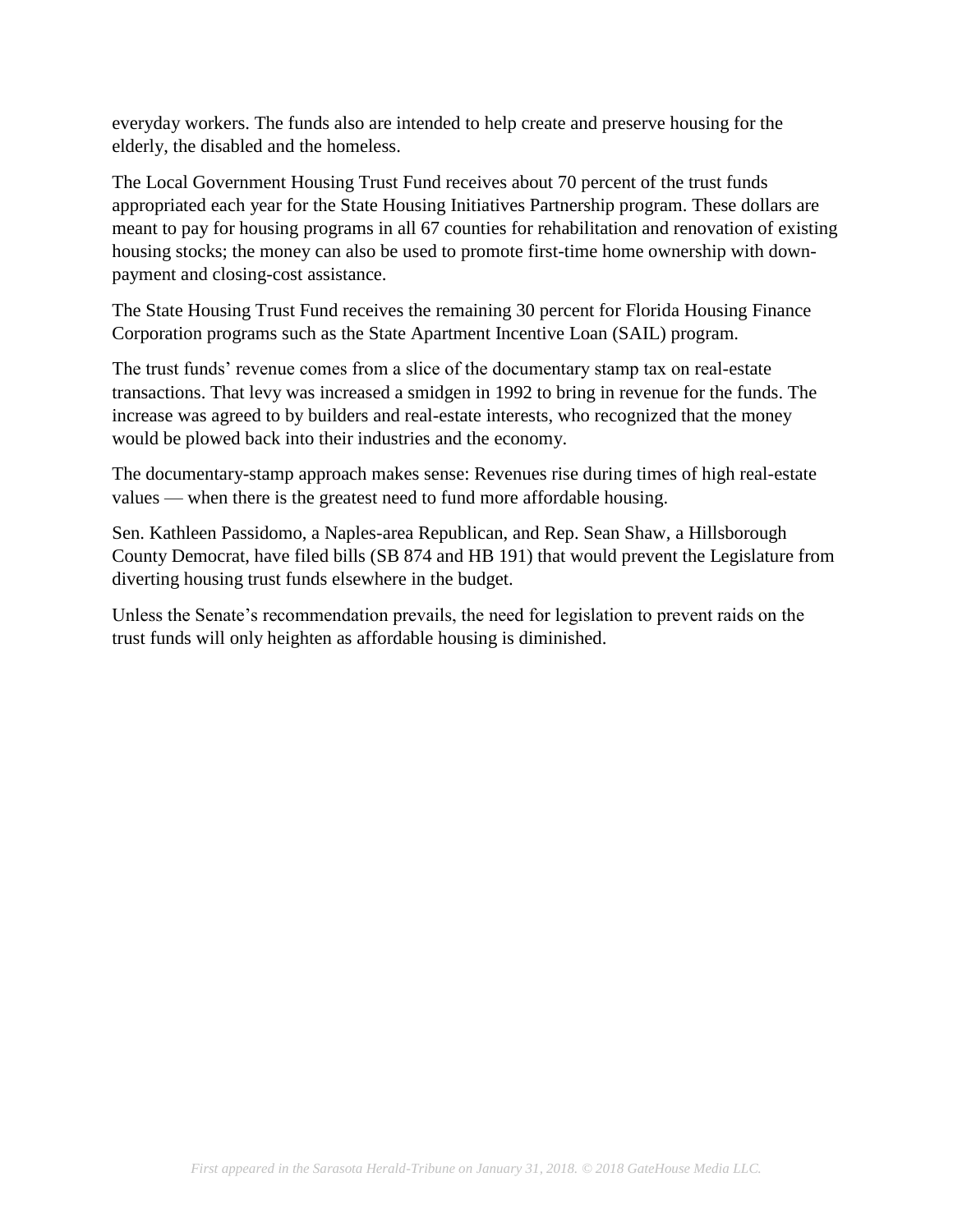everyday workers. The funds also are intended to help create and preserve housing for the elderly, the disabled and the homeless.

The Local Government Housing Trust Fund receives about 70 percent of the trust funds appropriated each year for the State Housing Initiatives Partnership program. These dollars are meant to pay for housing programs in all 67 counties for rehabilitation and renovation of existing housing stocks; the money can also be used to promote first-time home ownership with down-payment and closing-cost assistance.

The State Housing Trust Fund receives the remaining 30 percent for Florida Housing Finance Corporation programs such as the State Apartment Incentive Loan (SAIL) program.

The trust funds' revenue comes from a slice of the documentary stamp tax on real-estate transactions. That levy was increased a smidgen in 1992 to bring in revenue for the funds. The increase was agreed to by builders and real-estate interests, who recognized that the money would be plowed back into their industries and the economy.

The documentary-stamp approach makes sense: Revenues rise during times of high real-estate values — when there is the greatest need to fund more affordable housing.

Sen. Kathleen Passidomo, a Naples-area Republican, and Rep. Sean Shaw, a Hillsborough County Democrat, have filed bills (SB 874 and HB 191) that would prevent the Legislature from diverting housing trust funds elsewhere in the budget.

Unless the Senate's recommendation prevails, the need for legislation to prevent raids on the trust funds will only heighten as affordable housing is diminished.

*First appeared in the Sarasota Herald-Tribune on January 31, 2018. © 2018 GateHouse Media LLC.*